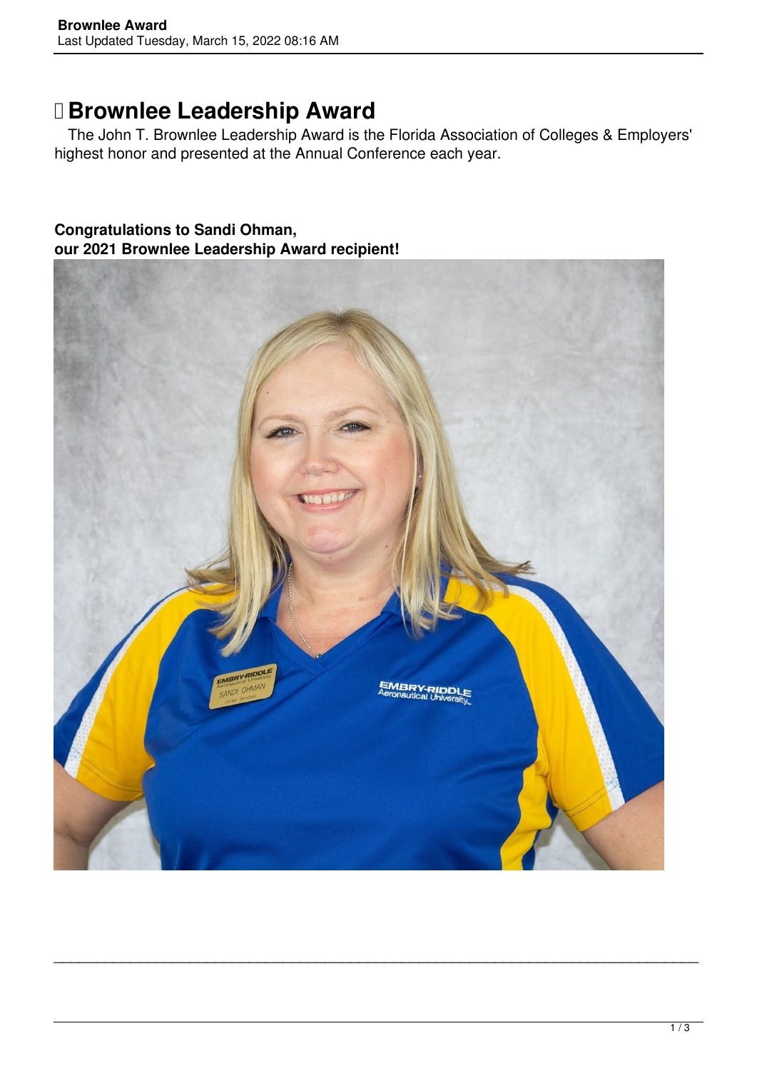# Brownlee Leadership Award

The John T. Brownlee Leadership Award is the Florida Association of Colleges & Employers' highest honor and presented at the Annual Conference each year.

**Congratulations to Sandi Ohman,**
**our 2021 Brownlee Leadership Award recipient!**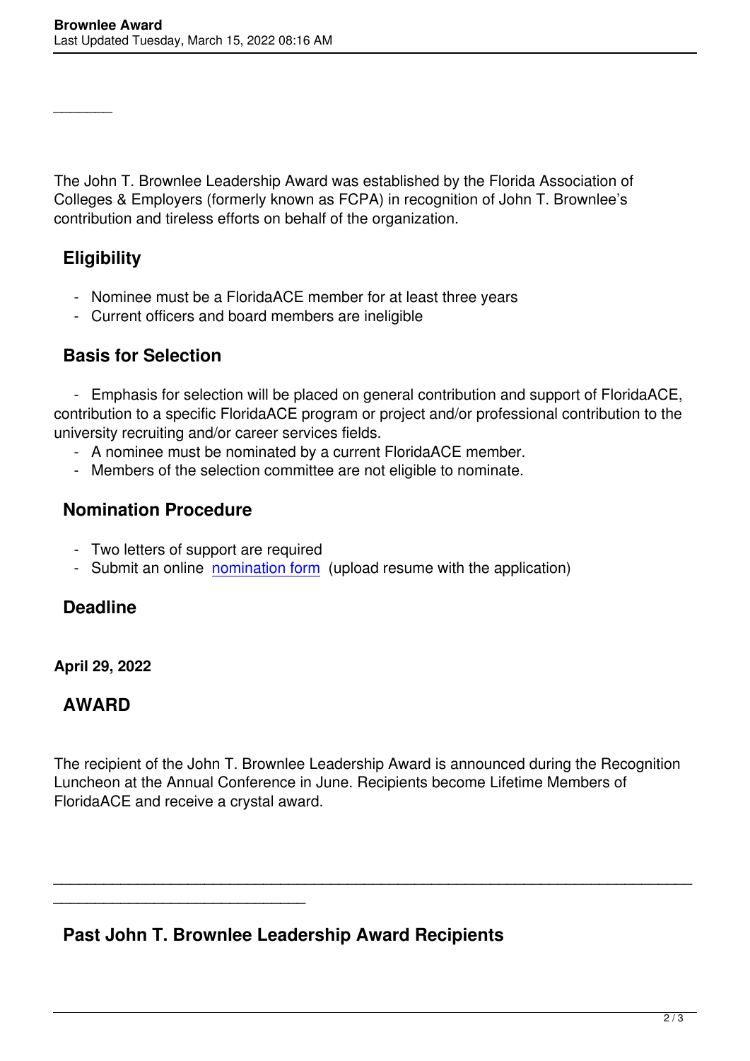The John T. Brownlee Leadership Award was established by the Florida Association of Colleges & Employers (formerly known as FCPA) in recognition of John T. Brownlee's contribution and tireless efforts on behalf of the organization.

## Eligibility

- Nominee must be a FloridaACE member for at least three years
- Current officers and board members are ineligible

## Basis for Selection

- Emphasis for selection will be placed on general contribution and support of FloridaACE, contribution to a specific FloridaACE program or project and/or professional contribution to the university recruiting and/or career services fields.
- A nominee must be nominated by a current FloridaACE member.
- Members of the selection committee are not eligible to nominate.

## Nomination Procedure

- Two letters of support are required
- Submit an online nomination form (upload resume with the application)

## Deadline

**April 29, 2022**

## AWARD

The recipient of the John T. Brownlee Leadership Award is announced during the Recognition Luncheon at the Annual Conference in June. Recipients become Lifetime Members of FloridaACE and receive a crystal award.

---

## Past John T. Brownlee Leadership Award Recipients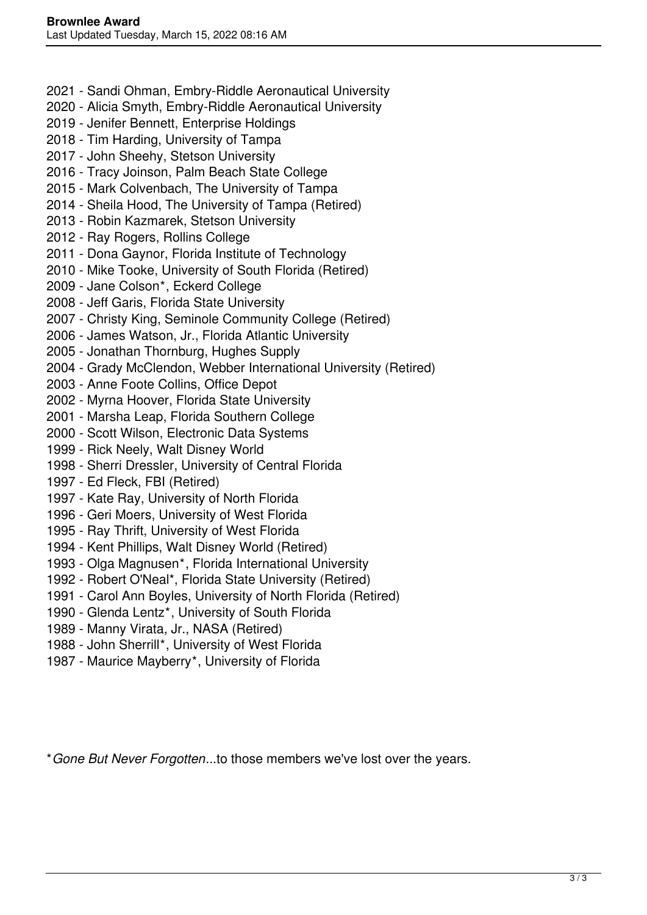2021 - Sandi Ohman, Embry-Riddle Aeronautical University
2020 - Alicia Smyth, Embry-Riddle Aeronautical University
2019 - Jenifer Bennett, Enterprise Holdings
2018 - Tim Harding, University of Tampa
2017 - John Sheehy, Stetson University
2016 - Tracy Joinson, Palm Beach State College
2015 - Mark Colvenbach, The University of Tampa
2014 - Sheila Hood, The University of Tampa (Retired)
2013 - Robin Kazmarek, Stetson University
2012 - Ray Rogers, Rollins College
2011 - Dona Gaynor, Florida Institute of Technology
2010 - Mike Tooke, University of South Florida (Retired)
2009 - Jane Colson*, Eckerd College
2008 - Jeff Garis, Florida State University
2007 - Christy King, Seminole Community College (Retired)
2006 - James Watson, Jr., Florida Atlantic University
2005 - Jonathan Thornburg, Hughes Supply
2004 - Grady McClendon, Webber International University (Retired)
2003 - Anne Foote Collins, Office Depot
2002 - Myrna Hoover, Florida State University
2001 - Marsha Leap, Florida Southern College
2000 - Scott Wilson, Electronic Data Systems
1999 - Rick Neely, Walt Disney World
1998 - Sherri Dressler, University of Central Florida
1997 - Ed Fleck, FBI (Retired)
1997 - Kate Ray, University of North Florida
1996 - Geri Moers, University of West Florida
1995 - Ray Thrift, University of West Florida
1994 - Kent Phillips, Walt Disney World (Retired)
1993 - Olga Magnusen*, Florida International University
1992 - Robert O'Neal*, Florida State University (Retired)
1991 - Carol Ann Boyles, University of North Florida (Retired)
1990 - Glenda Lentz*, University of South Florida
1989 - Manny Virata, Jr., NASA (Retired)
1988 - John Sherrill*, University of West Florida
1987 - Maurice Mayberry*, University of Florida

*_Gone But Never Forgotten_...to those members we've lost over the years.